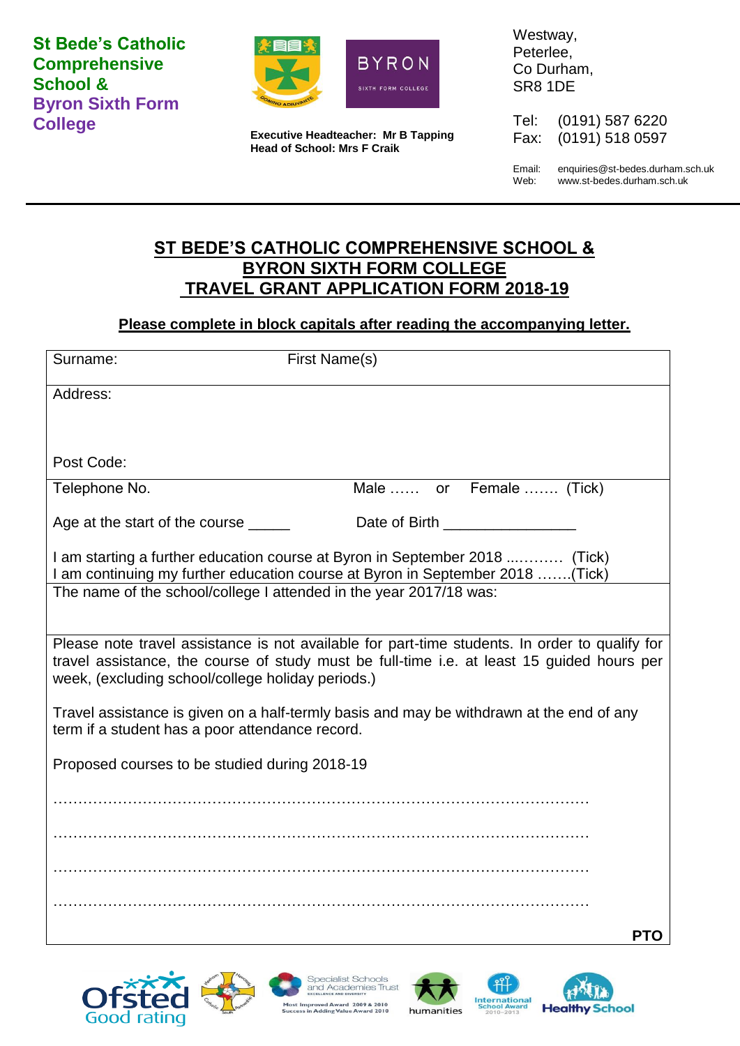**St Bede's Catholic Comprehensive School & Byron Sixth Form College**

**Executive Headteacher: Mr B Tapping**
**Head of School: Mrs F Craik**

Westway,
Peterlee,
Co Durham,
SR8 1DE

Tel: (0191) 587 6220
Fax: (0191) 518 0597

Email: enquiries@st-bedes.durham.sch.uk
Web: www.st-bedes.durham.sch.uk

# ST BEDE'S CATHOLIC COMPREHENSIVE SCHOOL & BYRON SIXTH FORM COLLEGE TRAVEL GRANT APPLICATION FORM 2018-19

**Please complete in block capitals after reading the accompanying letter.**

Surname: First Name(s)

Address:

Post Code:

Telephone No. Male …… or Female ……. (Tick)

Age at the start of the course _____ Date of Birth ________________

I am starting a further education course at Byron in September 2018 ...………  (Tick)
I am continuing my further education course at Byron in September 2018 …….(Tick)

The name of the school/college I attended in the year 2017/18 was:

Please note travel assistance is not available for part-time students. In order to qualify for travel assistance, the course of study must be full-time i.e. at least 15 guided hours per week, (excluding school/college holiday periods.)

Travel assistance is given on a half-termly basis and may be withdrawn at the end of any term if a student has a poor attendance record.

Proposed courses to be studied during 2018-19

…………………………………………………………………………………………………

…………………………………………………………………………………………………

…………………………………………………………………………………………………

…………………………………………………………………………………………………

**PTO**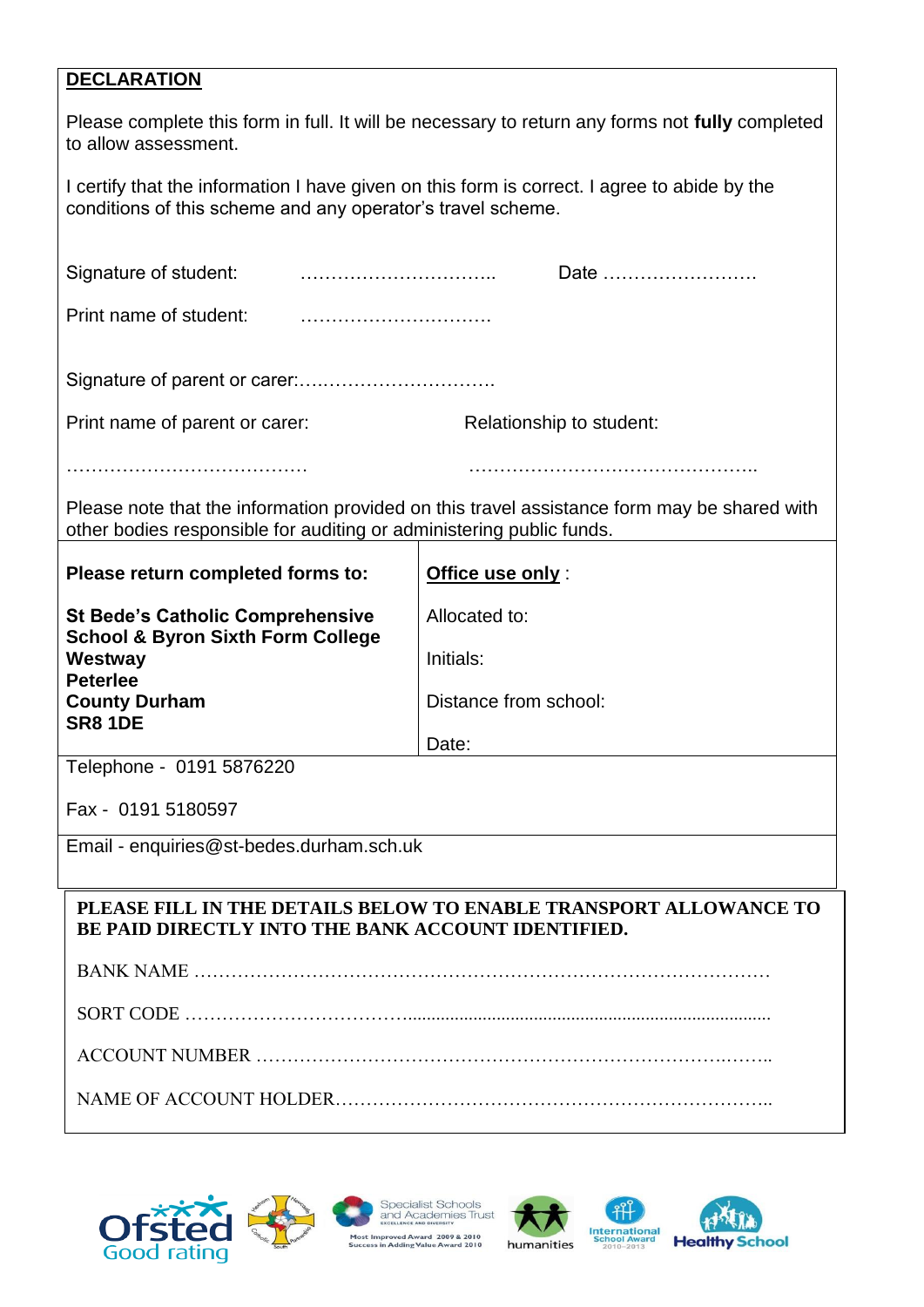## DECLARATION

Please complete this form in full. It will be necessary to return any forms not **fully** completed to allow assessment.

I certify that the information I have given on this form is correct. I agree to abide by the conditions of this scheme and any operator's travel scheme.

Signature of student: ………………………….. Date …………………….

Print name of student: ………………………….

Signature of parent or carer:………………………….

Print name of parent or carer: Relationship to student:

………………………………… ………………………………………..

Please note that the information provided on this travel assistance form may be shared with other bodies responsible for auditing or administering public funds.

| | |
|---|---|
| **Please return completed forms to:** | **Office use only** : |
| **St Bede's Catholic Comprehensive School & Byron Sixth Form College**<br>**Westway**<br>**Peterlee**<br>**County Durham**<br>**SR8 1DE** | Allocated to:<br><br>Initials:<br><br>Distance from school:<br><br>Date: |

Telephone - 0191 5876220

Fax - 0191 5180597

Email - enquiries@st-bedes.durham.sch.uk

**PLEASE FILL IN THE DETAILS BELOW TO ENABLE TRANSPORT ALLOWANCE TO BE PAID DIRECTLY INTO THE BANK ACCOUNT IDENTIFIED.**

BANK NAME ……………………………………………………………………………

SORT CODE ……………………………………………………………………………

ACCOUNT NUMBER ……………………………………………………………………

NAME OF ACCOUNT HOLDER…………………………………………………………

Ofsted Good rating

Specialist Schools and Academies Trust
Most Improved Award 2009 & 2010
Success in Adding Value Award 2010

humanities

International School Award 2010-2013

Healthy School